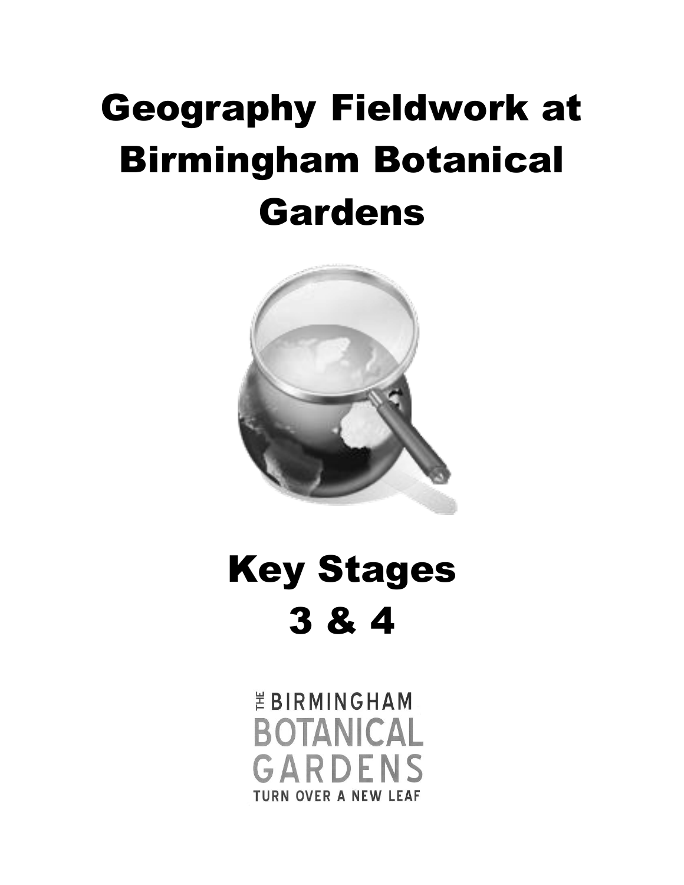# Geography Fieldwork at Birmingham Botanical Gardens

# Key Stages 3 & 4

THE BIRMINGHAM BOTANICAL GARDENS

TURN OVER A NEW LEAF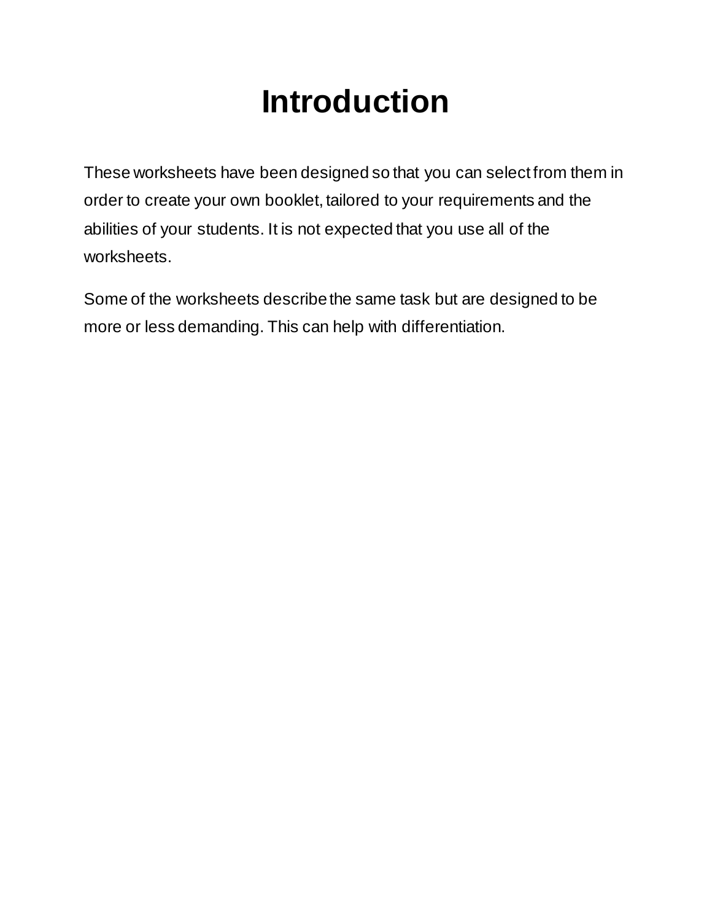# Introduction

These worksheets have been designed so that you can select from them in order to create your own booklet, tailored to your requirements and the abilities of your students. It is not expected that you use all of the worksheets.

Some of the worksheets describe the same task but are designed to be more or less demanding. This can help with differentiation.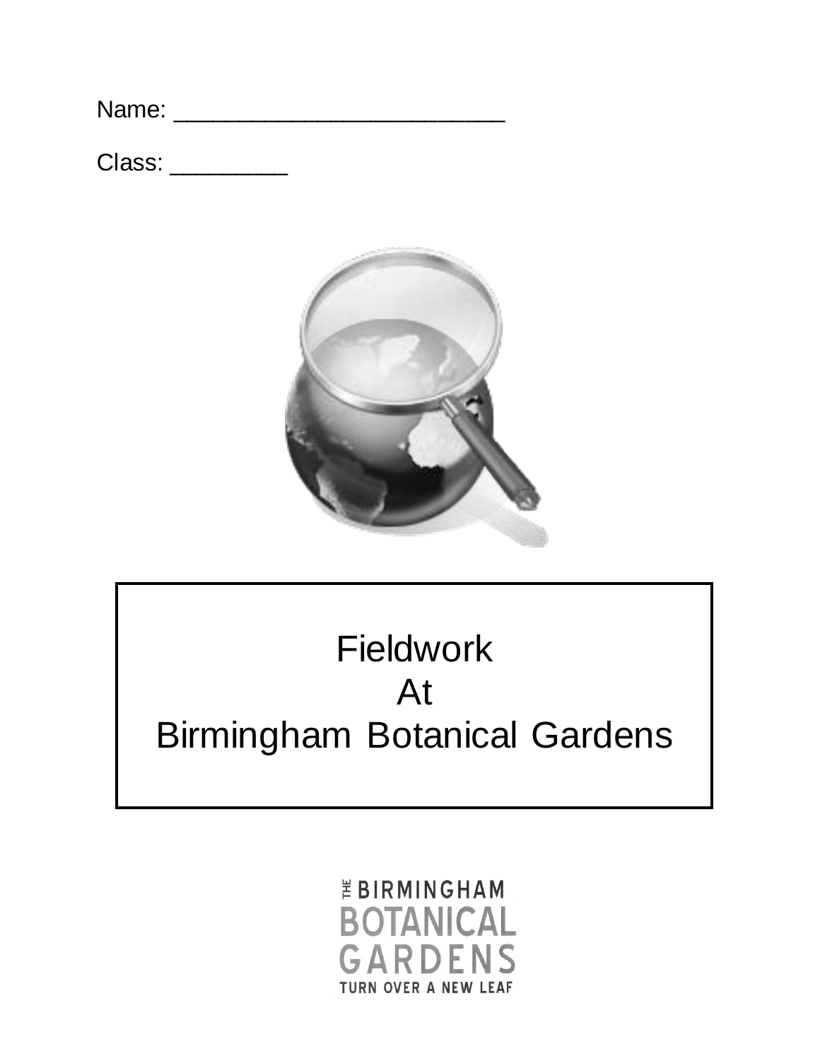Name: ___________________________

Class: __________

# Fieldwork
# At
# Birmingham Botanical Gardens

THE BIRMINGHAM BOTANICAL GARDENS
TURN OVER A NEW LEAF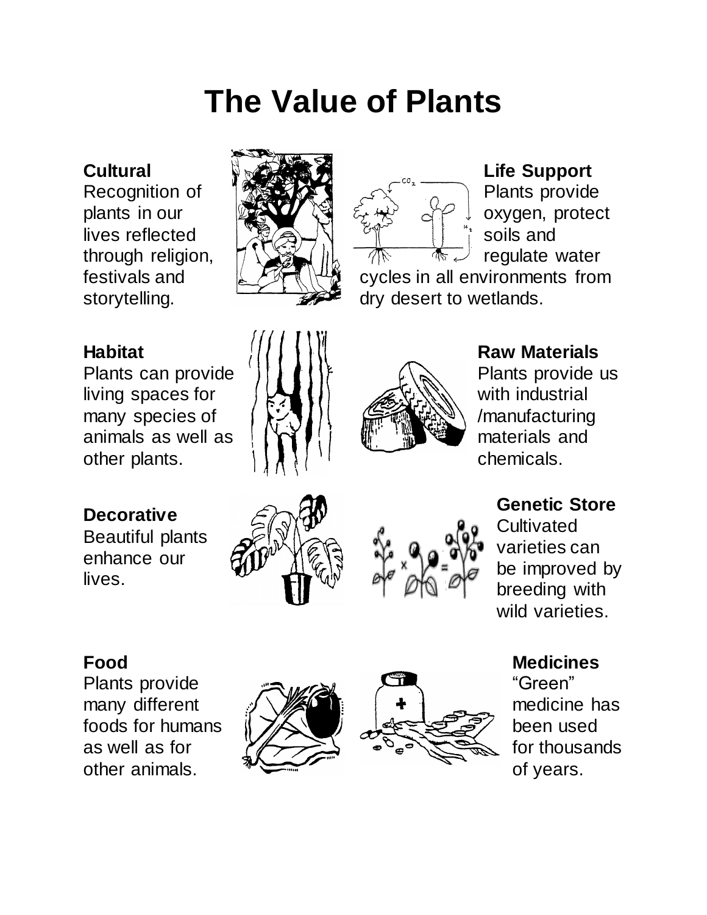# The Value of Plants

**Cultural**
Recognition of plants in our lives reflected through religion, festivals and storytelling.

**Life Support**
Plants provide oxygen, protect soils and regulate water cycles in all environments from dry desert to wetlands.

**Habitat**
Plants can provide living spaces for many species of animals as well as other plants.

**Raw Materials**
Plants provide us with industrial /manufacturing materials and chemicals.

**Decorative**
Beautiful plants enhance our lives.

**Genetic Store**
Cultivated varieties can be improved by breeding with wild varieties.

**Food**
Plants provide many different foods for humans as well as for other animals.

**Medicines**
"Green" medicine has been used for thousands of years.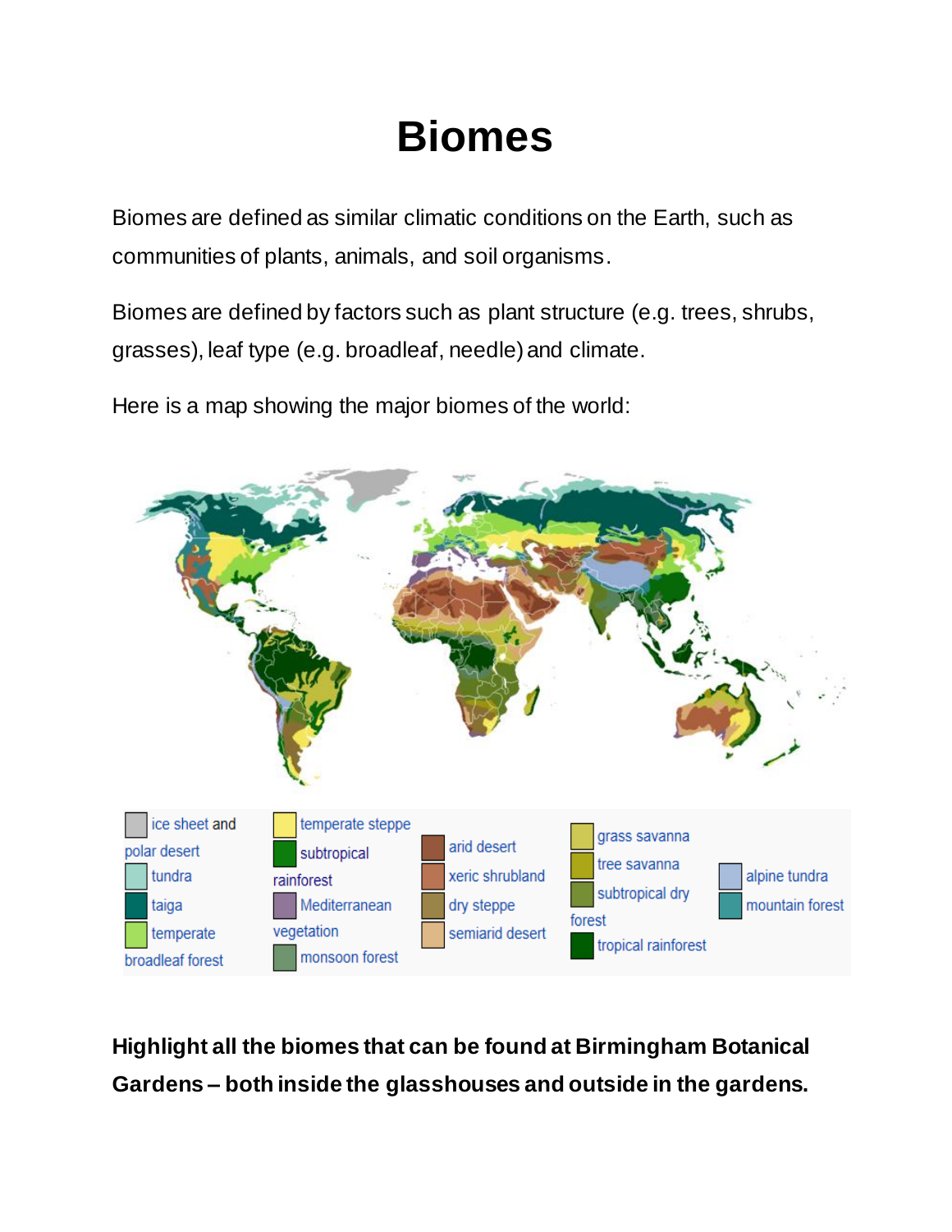# Biomes

Biomes are defined as similar climatic conditions on the Earth, such as communities of plants, animals, and soil organisms.

Biomes are defined by factors such as plant structure (e.g. trees, shrubs, grasses), leaf type (e.g. broadleaf, needle) and climate.

Here is a map showing the major biomes of the world:

ice sheet and polar desert
tundra
taiga
temperate broadleaf forest
temperate steppe
subtropical rainforest
Mediterranean vegetation
monsoon forest
arid desert
xeric shrubland
dry steppe
semiarid desert
grass savanna
tree savanna
subtropical dry forest
tropical rainforest
alpine tundra
mountain forest

**Highlight all the biomes that can be found at Birmingham Botanical Gardens – both inside the glasshouses and outside in the gardens.**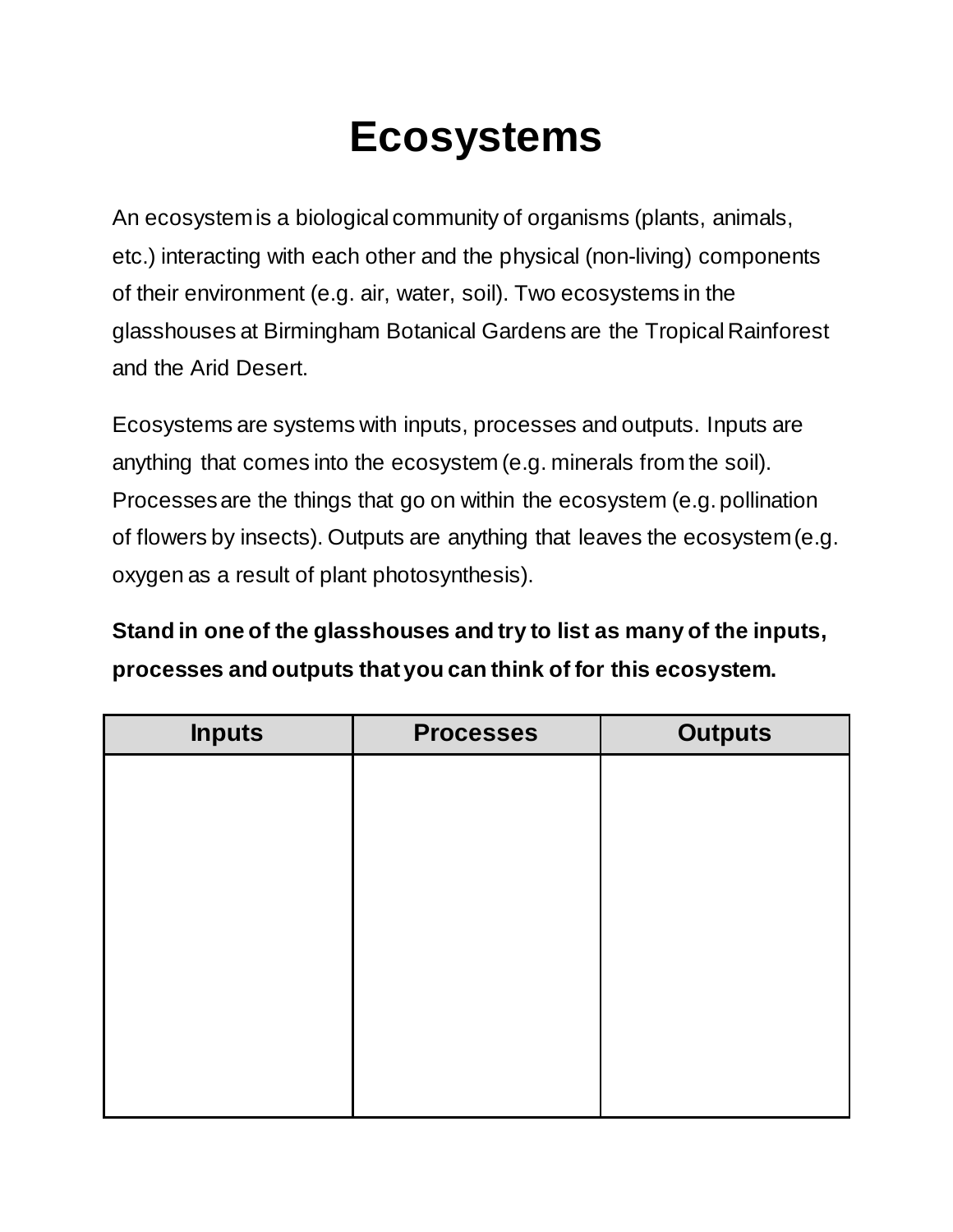# Ecosystems

An ecosystem is a biological community of organisms (plants, animals, etc.) interacting with each other and the physical (non-living) components of their environment (e.g. air, water, soil). Two ecosystems in the glasshouses at Birmingham Botanical Gardens are the Tropical Rainforest and the Arid Desert.

Ecosystems are systems with inputs, processes and outputs. Inputs are anything that comes into the ecosystem (e.g. minerals from the soil). Processes are the things that go on within the ecosystem (e.g. pollination of flowers by insects). Outputs are anything that leaves the ecosystem (e.g. oxygen as a result of plant photosynthesis).

**Stand in one of the glasshouses and try to list as many of the inputs, processes and outputs that you can think of for this ecosystem.**

| Inputs | Processes | Outputs |
| --- | --- | --- |
| | | |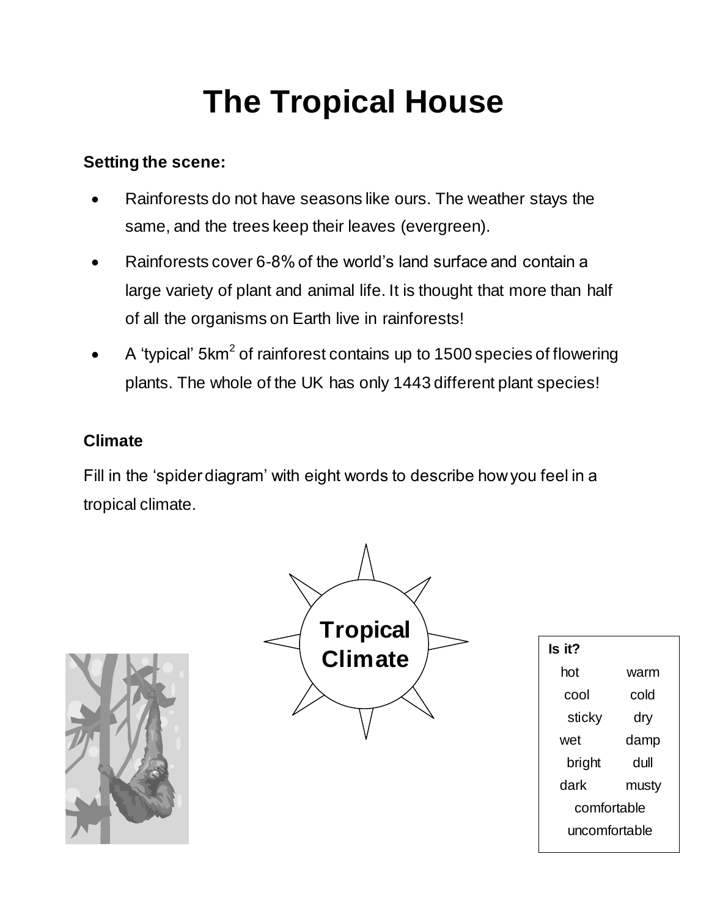# The Tropical House

**Setting the scene:**

- Rainforests do not have seasons like ours. The weather stays the same, and the trees keep their leaves (evergreen).
- Rainforests cover 6-8% of the world's land surface and contain a large variety of plant and animal life. It is thought that more than half of all the organisms on Earth live in rainforests!
- A 'typical' 5km$^2$ of rainforest contains up to 1500 species of flowering plants. The whole of the UK has only 1443 different plant species!

**Climate**

Fill in the 'spider diagram' with eight words to describe how you feel in a tropical climate.

**Tropical Climate**

**Is it?**

| | |
|---|---|
| hot | warm |
| cool | cold |
| sticky | dry |
| wet | damp |
| bright | dull |
| dark | musty |
| comfortable | |
| uncomfortable | |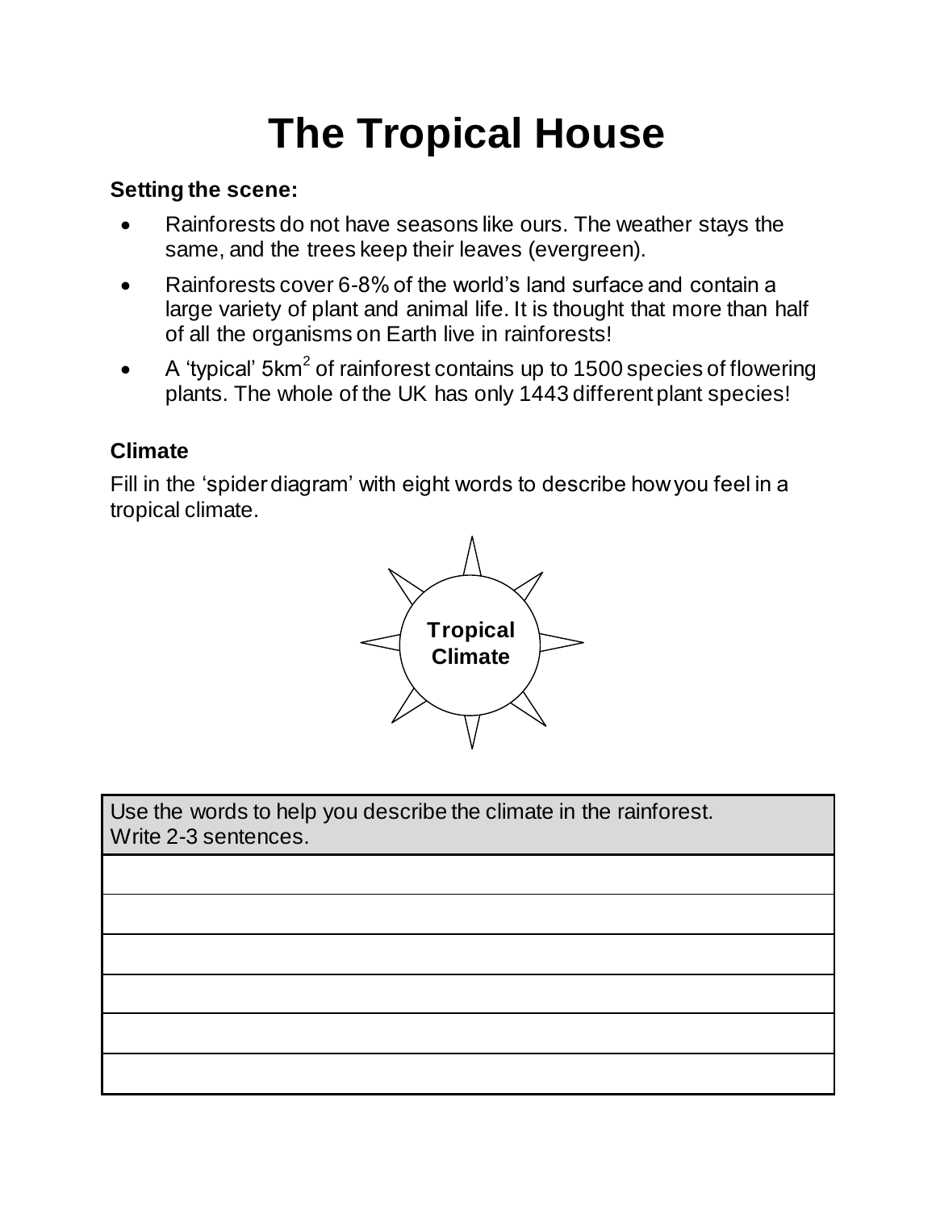# The Tropical House

**Setting the scene:**

- Rainforests do not have seasons like ours. The weather stays the same, and the trees keep their leaves (evergreen).
- Rainforests cover 6-8% of the world's land surface and contain a large variety of plant and animal life. It is thought that more than half of all the organisms on Earth live in rainforests!
- A 'typical' $5km^2$ of rainforest contains up to 1500 species of flowering plants. The whole of the UK has only 1443 different plant species!

## Climate

Fill in the 'spider diagram' with eight words to describe how you feel in a tropical climate.

**Tropical Climate**

| Use the words to help you describe the climate in the rainforest. Write 2-3 sentences. |
|---|
| |
| |
| |
| |
| |
| |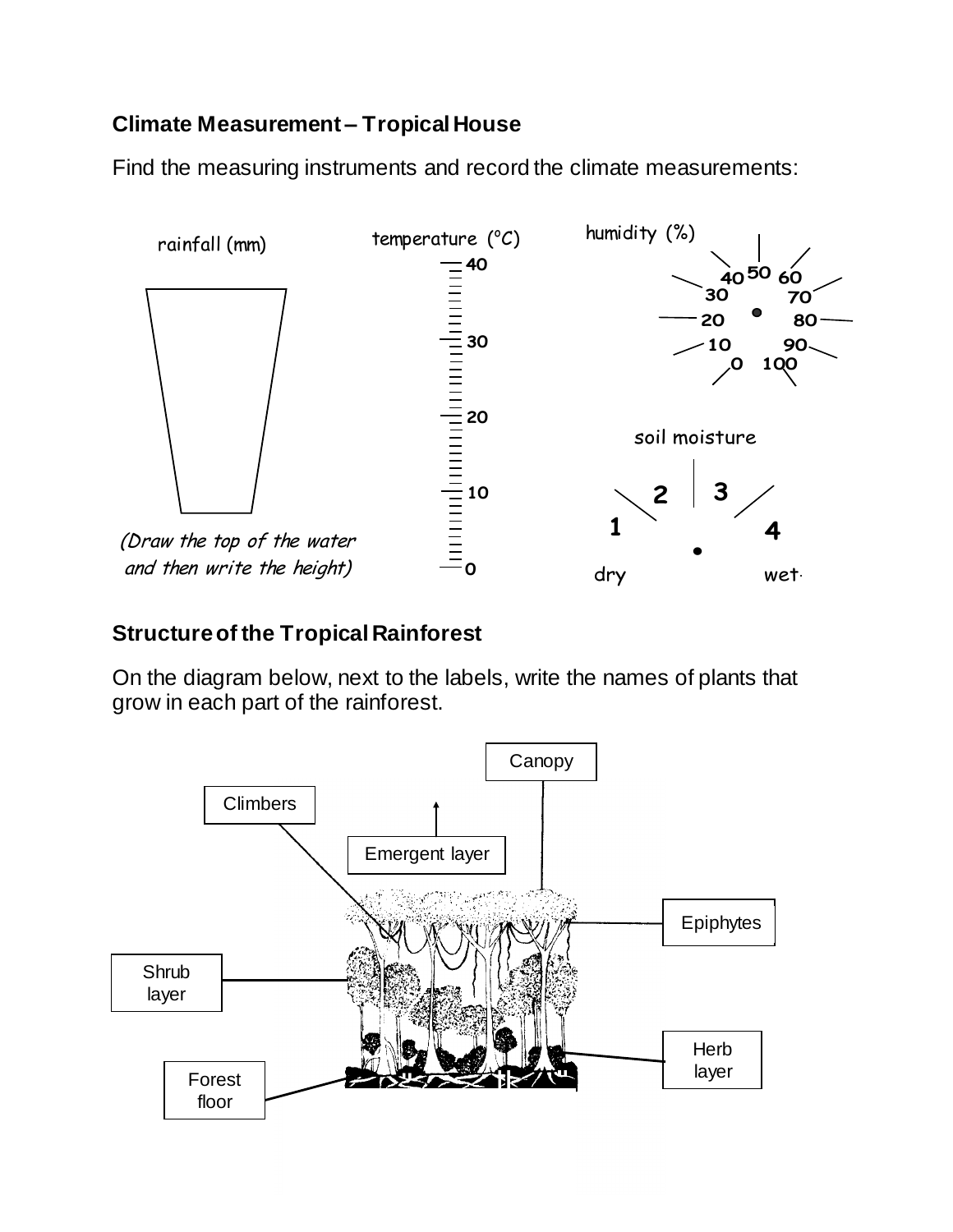## Climate Measurement – Tropical House

Find the measuring instruments and record the climate measurements:

rainfall (mm)

*(Draw the top of the water and then write the height)*

temperature (°C)

0 10 20 30 40

humidity (%)

0 10 20 30 40 50 60 70 80 90 100

soil moisture

1 2 3 4

dry wet

## Structure of the Tropical Rainforest

On the diagram below, next to the labels, write the names of plants that grow in each part of the rainforest.

Canopy

Climbers

Emergent layer

Epiphytes

Shrub layer

Herb layer

Forest floor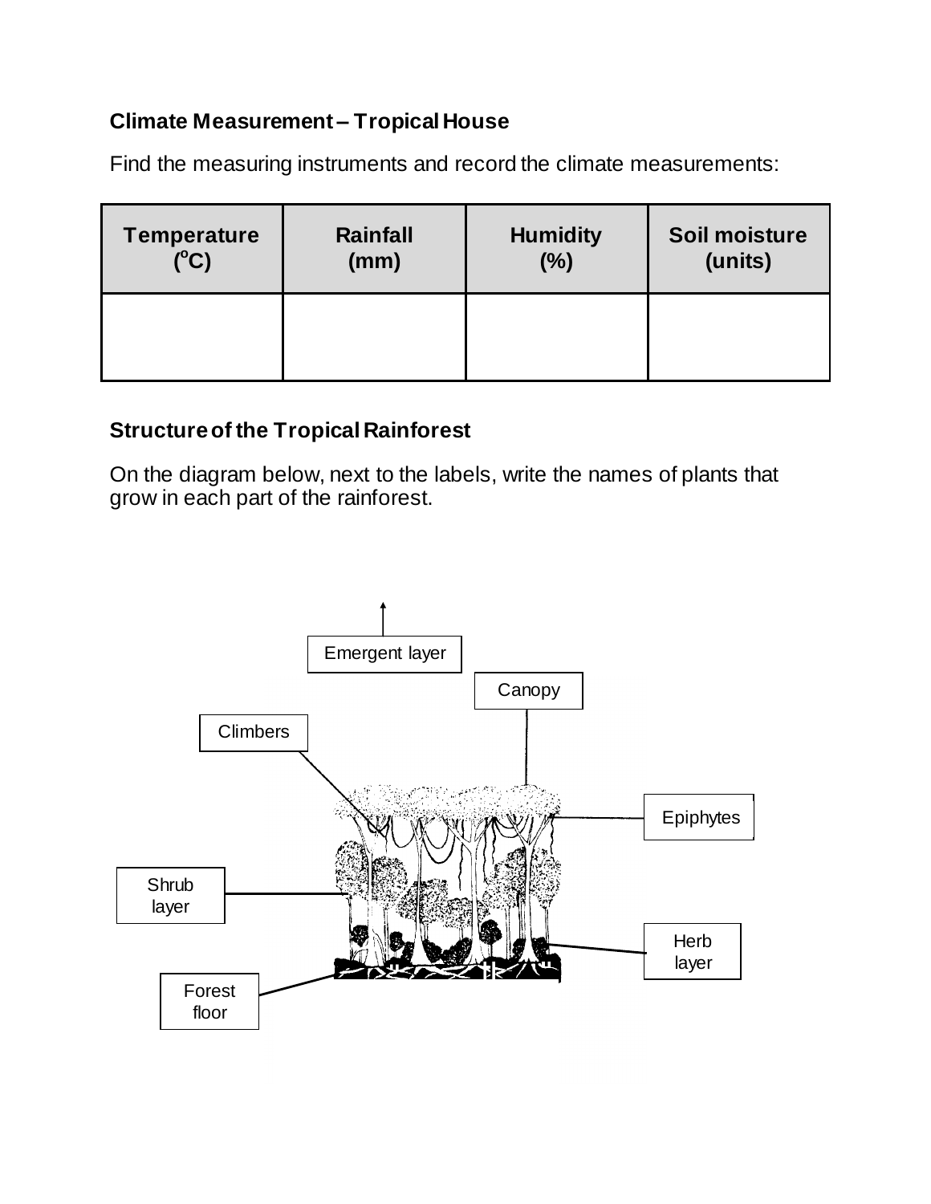## Climate Measurement – Tropical House

Find the measuring instruments and record the climate measurements:

| Temperature ($^{o}C$) | Rainfall (mm) | Humidity (%) | Soil moisture (units) |
|---|---|---|---|
| | | | |

## Structure of the Tropical Rainforest

On the diagram below, next to the labels, write the names of plants that grow in each part of the rainforest.

Emergent layer

Canopy

Climbers

Epiphytes

Shrub layer

Herb layer

Forest floor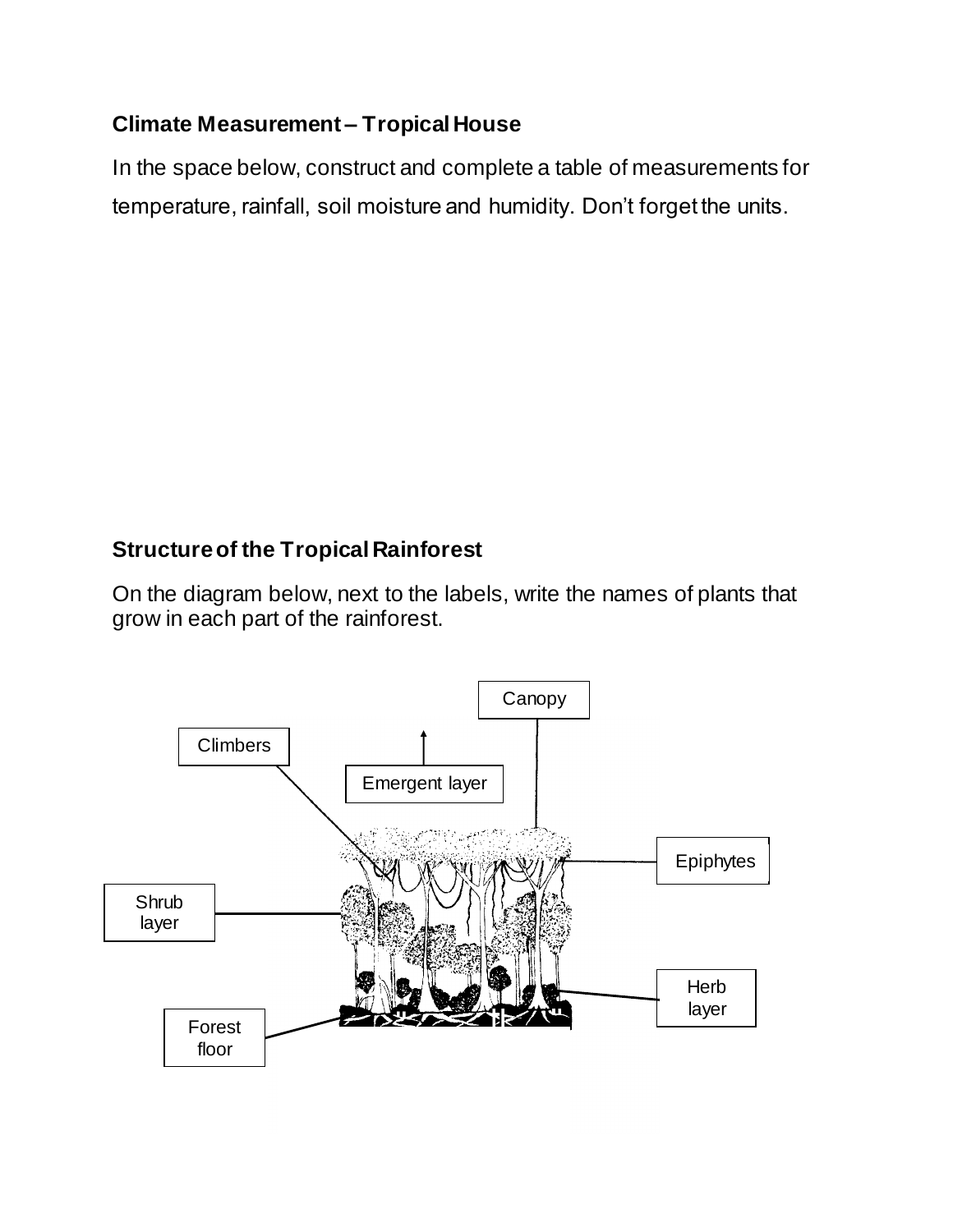## Climate Measurement – Tropical House

In the space below, construct and complete a table of measurements for temperature, rainfall, soil moisture and humidity. Don't forget the units.

## Structure of the Tropical Rainforest

On the diagram below, next to the labels, write the names of plants that grow in each part of the rainforest.

Canopy

Climbers

Emergent layer

Epiphytes

Shrub layer

Herb layer

Forest floor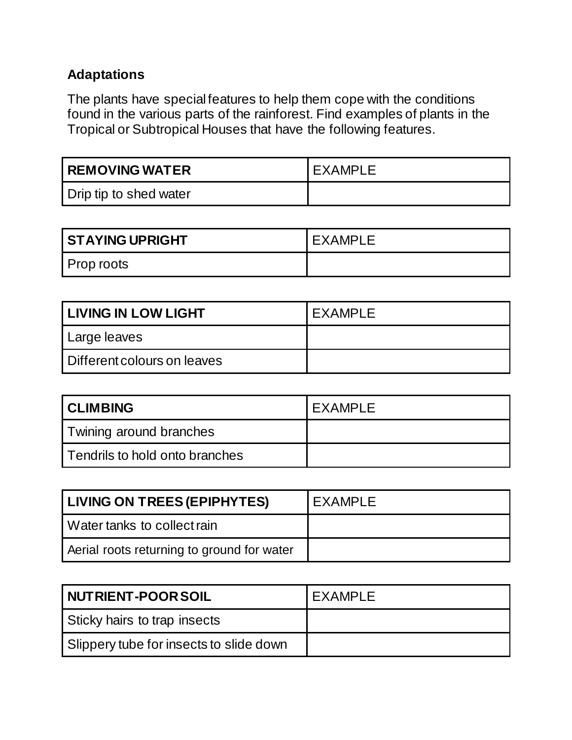## Adaptations

The plants have special features to help them cope with the conditions found in the various parts of the rainforest. Find examples of plants in the Tropical or Subtropical Houses that have the following features.

| REMOVING WATER | EXAMPLE |
| --- | --- |
| Drip tip to shed water | |

| STAYING UPRIGHT | EXAMPLE |
| --- | --- |
| Prop roots | |

| LIVING IN LOW LIGHT | EXAMPLE |
| --- | --- |
| Large leaves | |
| Different colours on leaves | |

| CLIMBING | EXAMPLE |
| --- | --- |
| Twining around branches | |
| Tendrils to hold onto branches | |

| LIVING ON TREES (EPIPHYTES) | EXAMPLE |
| --- | --- |
| Water tanks to collect rain | |
| Aerial roots returning to ground for water | |

| NUTRIENT-POOR SOIL | EXAMPLE |
| --- | --- |
| Sticky hairs to trap insects | |
| Slippery tube for insects to slide down | |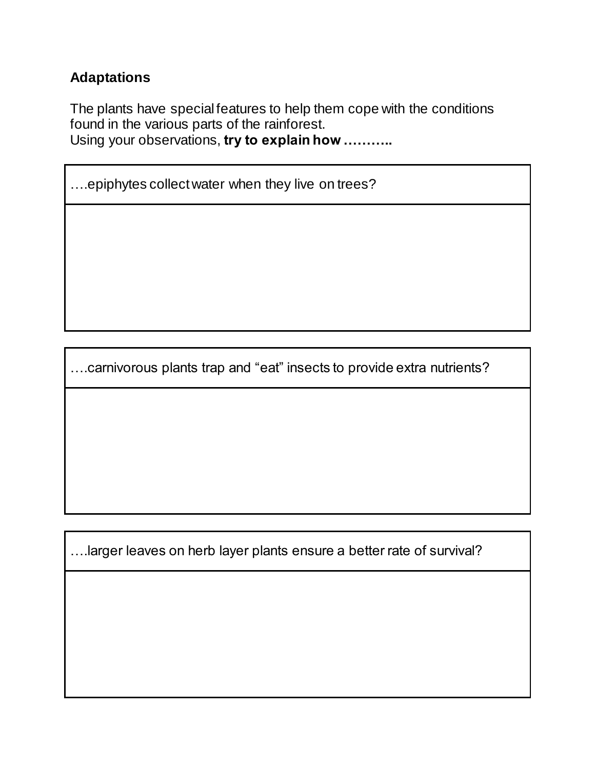## Adaptations

The plants have special features to help them cope with the conditions found in the various parts of the rainforest.
Using your observations, **try to explain how ………..**

| ….epiphytes collect water when they live on trees? |
| --- |
| |

| ….carnivorous plants trap and “eat” insects to provide extra nutrients? |
| --- |
| |

| ….larger leaves on herb layer plants ensure a better rate of survival? |
| --- |
| |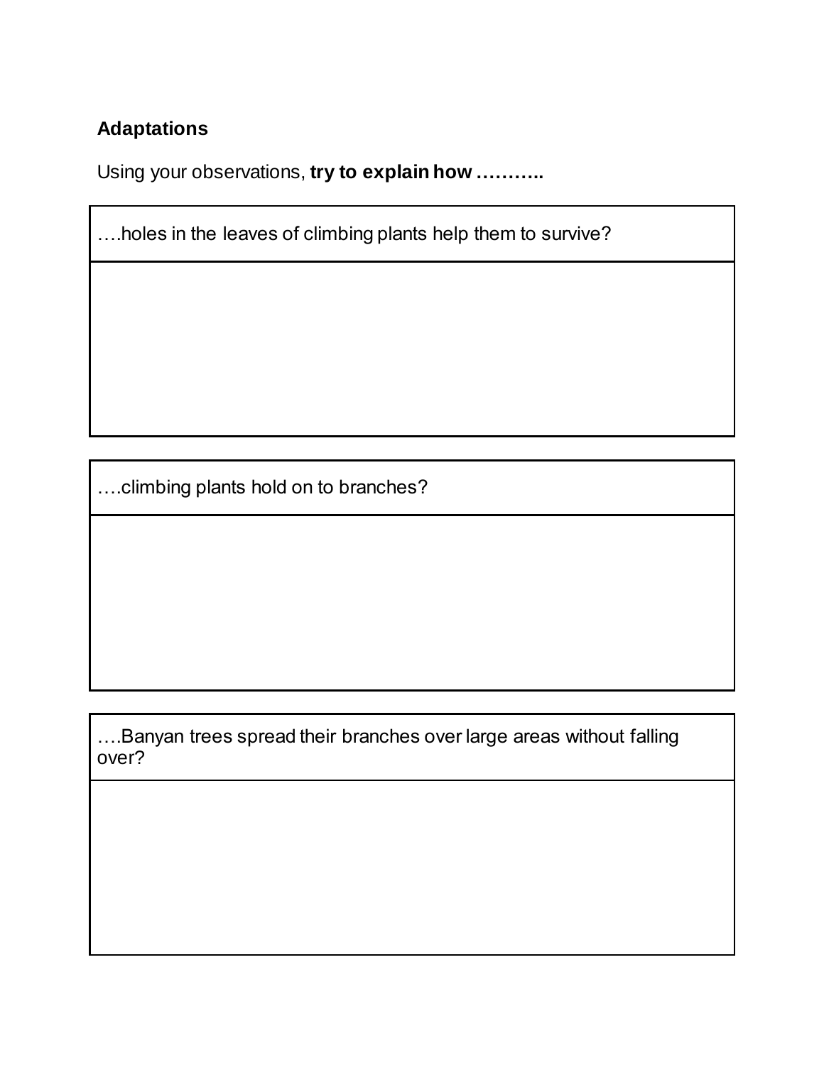## Adaptations

Using your observations, **try to explain how ………..**

| ….holes in the leaves of climbing plants help them to survive? |
| --- |
| |

| ….climbing plants hold on to branches? |
| --- |
| |

| ….Banyan trees spread their branches over large areas without falling over? |
| --- |
| |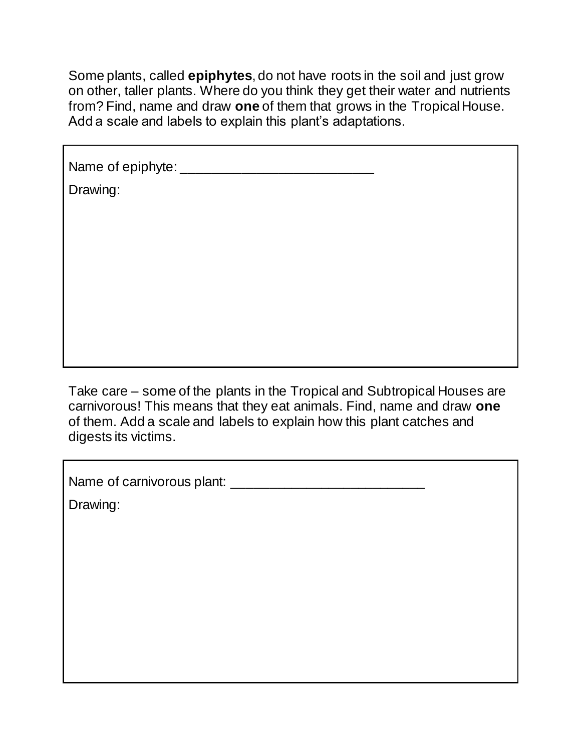Some plants, called **epiphytes**, do not have roots in the soil and just grow on other, taller plants. Where do you think they get their water and nutrients from? Find, name and draw **one** of them that grows in the Tropical House. Add a scale and labels to explain this plant's adaptations.

Name of epiphyte: ___________________________

Drawing:

Take care – some of the plants in the Tropical and Subtropical Houses are carnivorous! This means that they eat animals. Find, name and draw **one** of them. Add a scale and labels to explain how this plant catches and digests its victims.

Name of carnivorous plant: ___________________________

Drawing: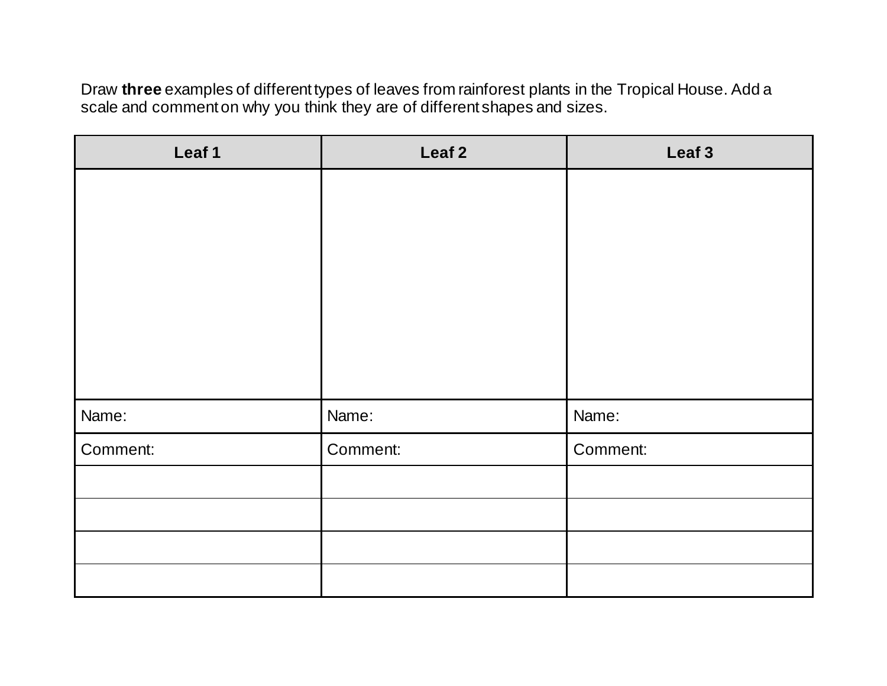Draw **three** examples of different types of leaves from rainforest plants in the Tropical House. Add a scale and comment on why you think they are of different shapes and sizes.

| **Leaf 1** | **Leaf 2** | **Leaf 3** |
|---|---|---|
| | | |
| Name: | Name: | Name: |
| Comment: | Comment: | Comment: |
| | | |
| | | |
| | | |
| | | |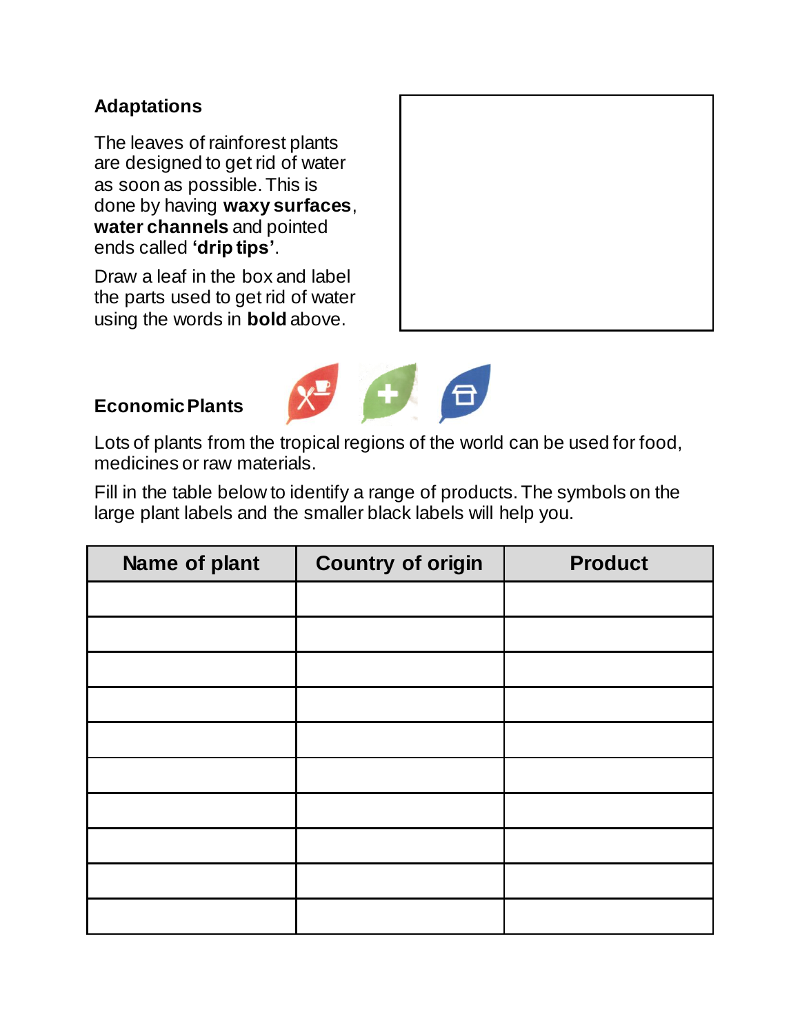## Adaptations

The leaves of rainforest plants are designed to get rid of water as soon as possible. This is done by having **waxy surfaces**, **water channels** and pointed ends called **'drip tips'**.

Draw a leaf in the box and label the parts used to get rid of water using the words in **bold** above.

## Economic Plants

Lots of plants from the tropical regions of the world can be used for food, medicines or raw materials.

Fill in the table below to identify a range of products. The symbols on the large plant labels and the smaller black labels will help you.

| Name of plant | Country of origin | Product |
|---|---|---|
| | | |
| | | |
| | | |
| | | |
| | | |
| | | |
| | | |
| | | |
| | | |
| | | |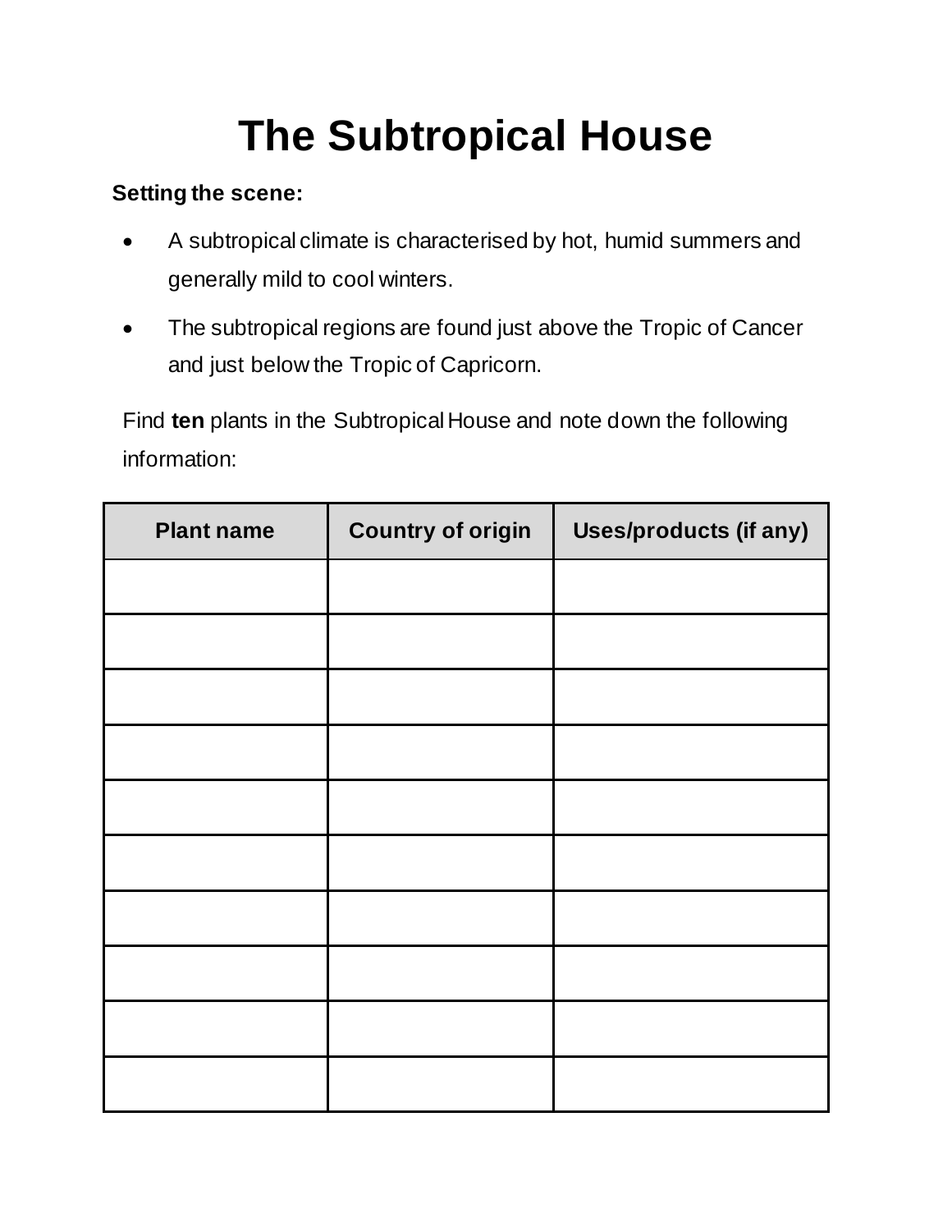# The Subtropical House

**Setting the scene:**

- A subtropical climate is characterised by hot, humid summers and generally mild to cool winters.
- The subtropical regions are found just above the Tropic of Cancer and just below the Tropic of Capricorn.

Find **ten** plants in the Subtropical House and note down the following information:

| Plant name | Country of origin | Uses/products (if any) |
|---|---|---|
| | | |
| | | |
| | | |
| | | |
| | | |
| | | |
| | | |
| | | |
| | | |
| | | |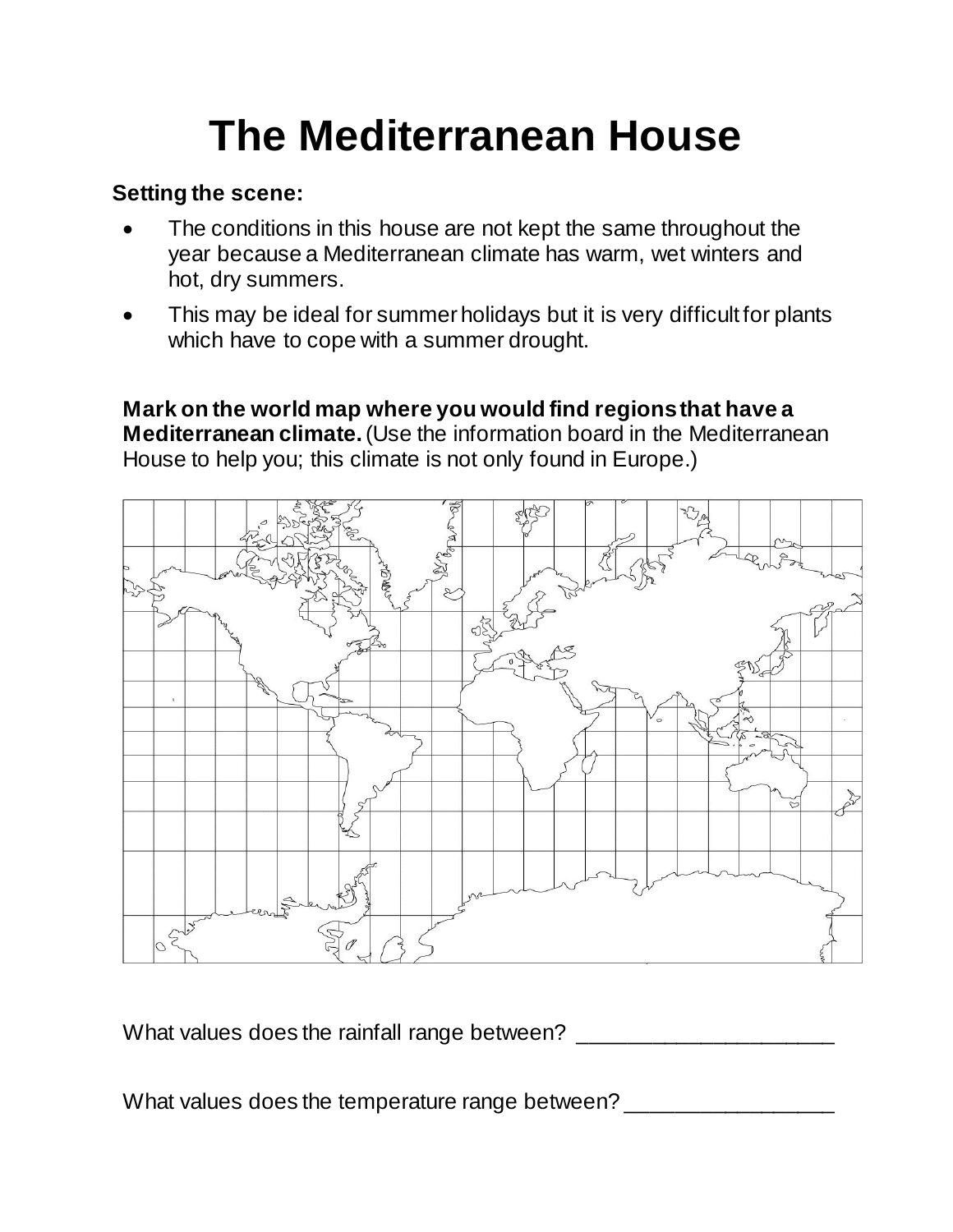# The Mediterranean House

**Setting the scene:**

- The conditions in this house are not kept the same throughout the year because a Mediterranean climate has warm, wet winters and hot, dry summers.
- This may be ideal for summer holidays but it is very difficult for plants which have to cope with a summer drought.

**Mark on the world map where you would find regions that have a Mediterranean climate.** (Use the information board in the Mediterranean House to help you; this climate is not only found in Europe.)

What values does the rainfall range between? ____________________

What values does the temperature range between? ________________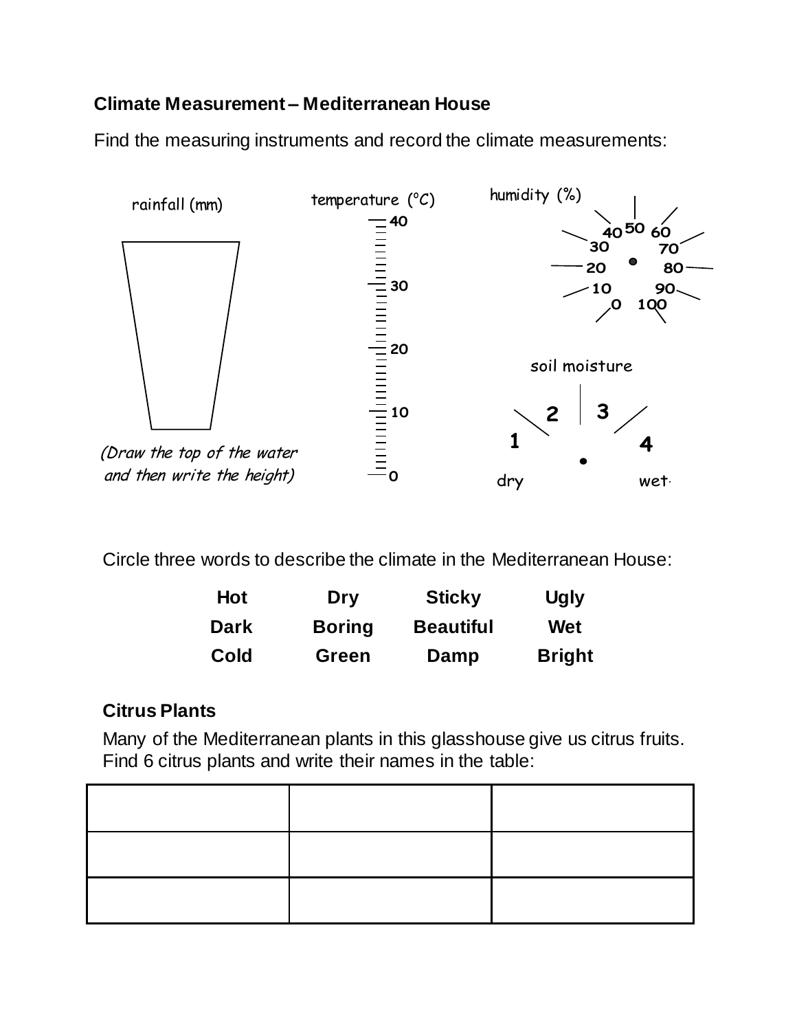## Climate Measurement – Mediterranean House

Find the measuring instruments and record the climate measurements:

rainfall (mm)

*(Draw the top of the water and then write the height)*

temperature (°C)

40
30
20
10
0

humidity (%)

0 10 20 30 40 50 60 70 80 90 100

soil moisture

1 2 3 4

dry wet

Circle three words to describe the climate in the Mediterranean House:

| | | | |
|---|---|---|---|
| **Hot** | **Dry** | **Sticky** | **Ugly** |
| **Dark** | **Boring** | **Beautiful** | **Wet** |
| **Cold** | **Green** | **Damp** | **Bright** |

### Citrus Plants

Many of the Mediterranean plants in this glasshouse give us citrus fruits. Find 6 citrus plants and write their names in the table:

| | | |
|---|---|---|
| | | |
| | | |
| | | |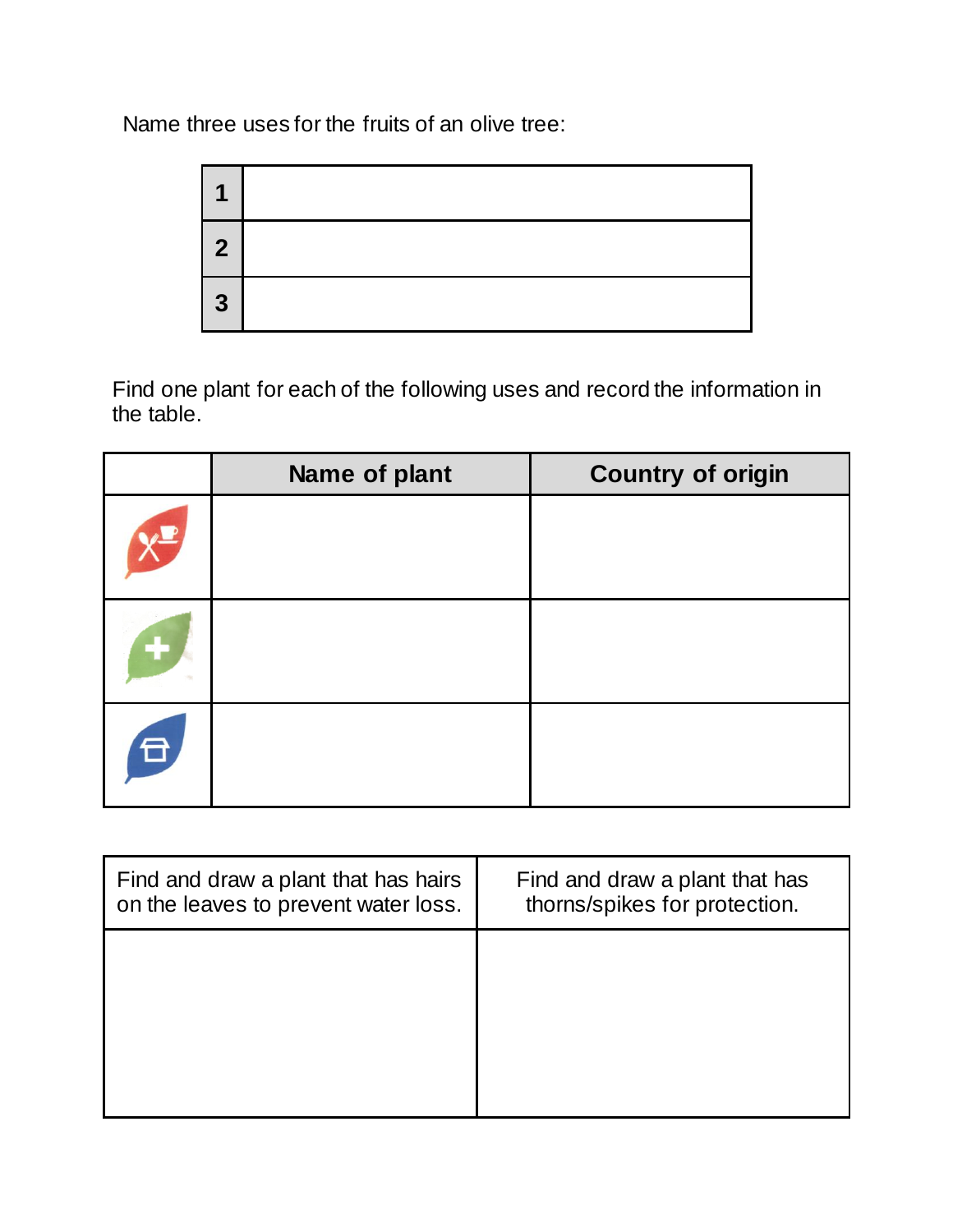Name three uses for the fruits of an olive tree:

| | |
|---|---|
| **1** | |
| **2** | |
| **3** | |

Find one plant for each of the following uses and record the information in the table.

| | Name of plant | Country of origin |
|---|---|---|
| | | |
| | | |
| | | |

| Find and draw a plant that has hairs on the leaves to prevent water loss. | Find and draw a plant that has thorns/spikes for protection. |
|---|---|
| | |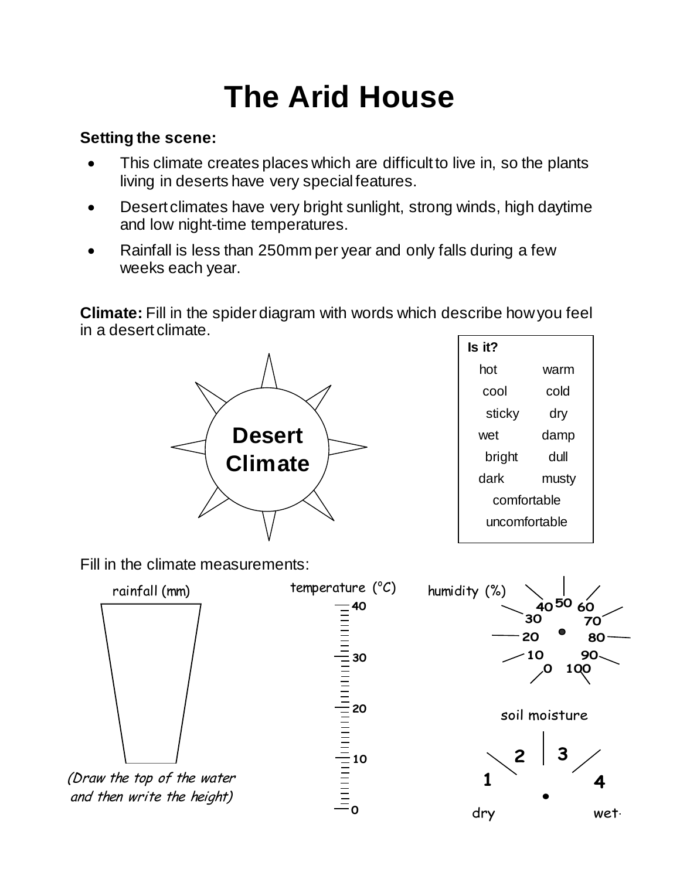# The Arid House

**Setting the scene:**

- This climate creates places which are difficult to live in, so the plants living in deserts have very special features.
- Desert climates have very bright sunlight, strong winds, high daytime and low night-time temperatures.
- Rainfall is less than 250mm per year and only falls during a few weeks each year.

**Climate:** Fill in the spider diagram with words which describe how you feel in a desert climate.

**Desert Climate**

| **Is it?** | |
|---|---|
| hot | warm |
| cool | cold |
| sticky | dry |
| wet | damp |
| bright | dull |
| dark | musty |
| comfortable | |
| uncomfortable | |

Fill in the climate measurements:

rainfall (mm)

*(Draw the top of the water and then write the height)*

temperature (°C)

0 10 20 30 40

humidity (%)

0 10 20 30 40 50 60 70 80 90 100

soil moisture

1 2 3 4

dry wet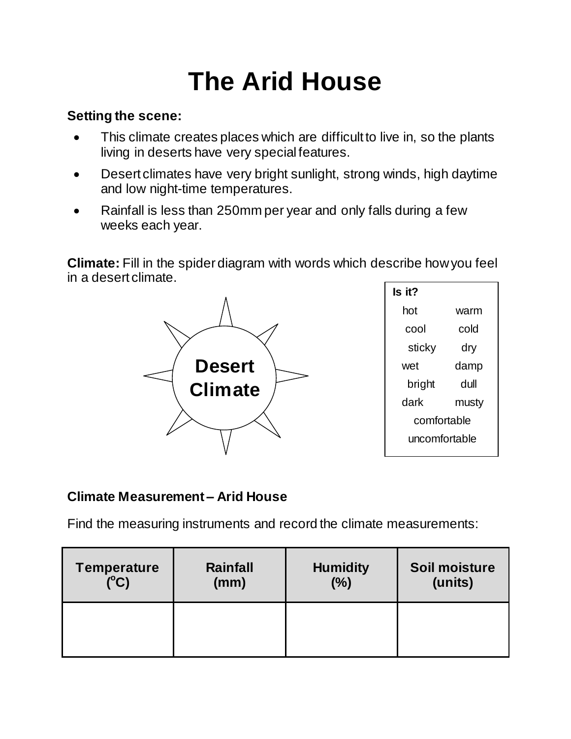# The Arid House

**Setting the scene:**

- This climate creates places which are difficult to live in, so the plants living in deserts have very special features.
- Desert climates have very bright sunlight, strong winds, high daytime and low night-time temperatures.
- Rainfall is less than 250mm per year and only falls during a few weeks each year.

**Climate:** Fill in the spider diagram with words which describe how you feel in a desert climate.

**Desert Climate**

| **Is it?** | |
|---|---|
| hot | warm |
| cool | cold |
| sticky | dry |
| wet | damp |
| bright | dull |
| dark | musty |
| comfortable | |
| uncomfortable | |

**Climate Measurement – Arid House**

Find the measuring instruments and record the climate measurements:

| Temperature (°C) | Rainfall (mm) | Humidity (%) | Soil moisture (units) |
|---|---|---|---|
| | | | |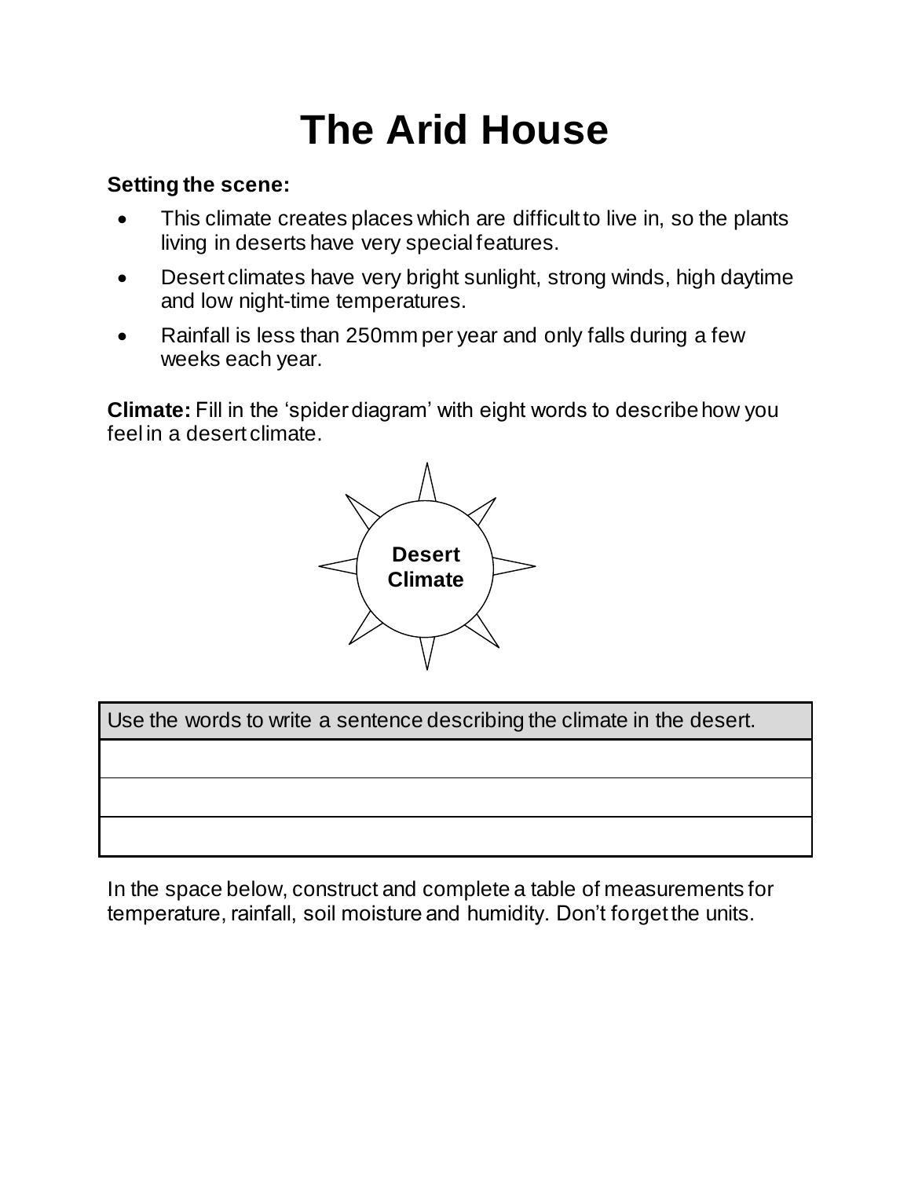# The Arid House

**Setting the scene:**

- This climate creates places which are difficult to live in, so the plants living in deserts have very special features.
- Desert climates have very bright sunlight, strong winds, high daytime and low night-time temperatures.
- Rainfall is less than 250mm per year and only falls during a few weeks each year.

**Climate:** Fill in the 'spider diagram' with eight words to describe how you feel in a desert climate.

**Desert Climate**

| Use the words to write a sentence describing the climate in the desert. |
|---|
| |
| |
| |

In the space below, construct and complete a table of measurements for temperature, rainfall, soil moisture and humidity. Don't forget the units.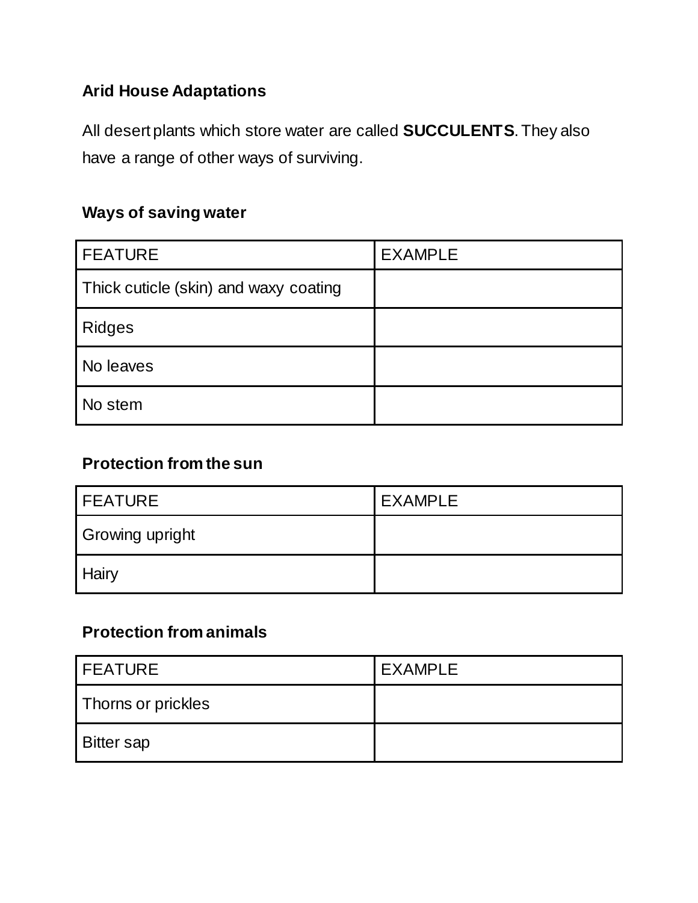## Arid House Adaptations

All desert plants which store water are called **SUCCULENTS**. They also have a range of other ways of surviving.

### Ways of saving water

| FEATURE | EXAMPLE |
| --- | --- |
| Thick cuticle (skin) and waxy coating | |
| Ridges | |
| No leaves | |
| No stem | |

### Protection from the sun

| FEATURE | EXAMPLE |
| --- | --- |
| Growing upright | |
| Hairy | |

### Protection from animals

| FEATURE | EXAMPLE |
| --- | --- |
| Thorns or prickles | |
| Bitter sap | |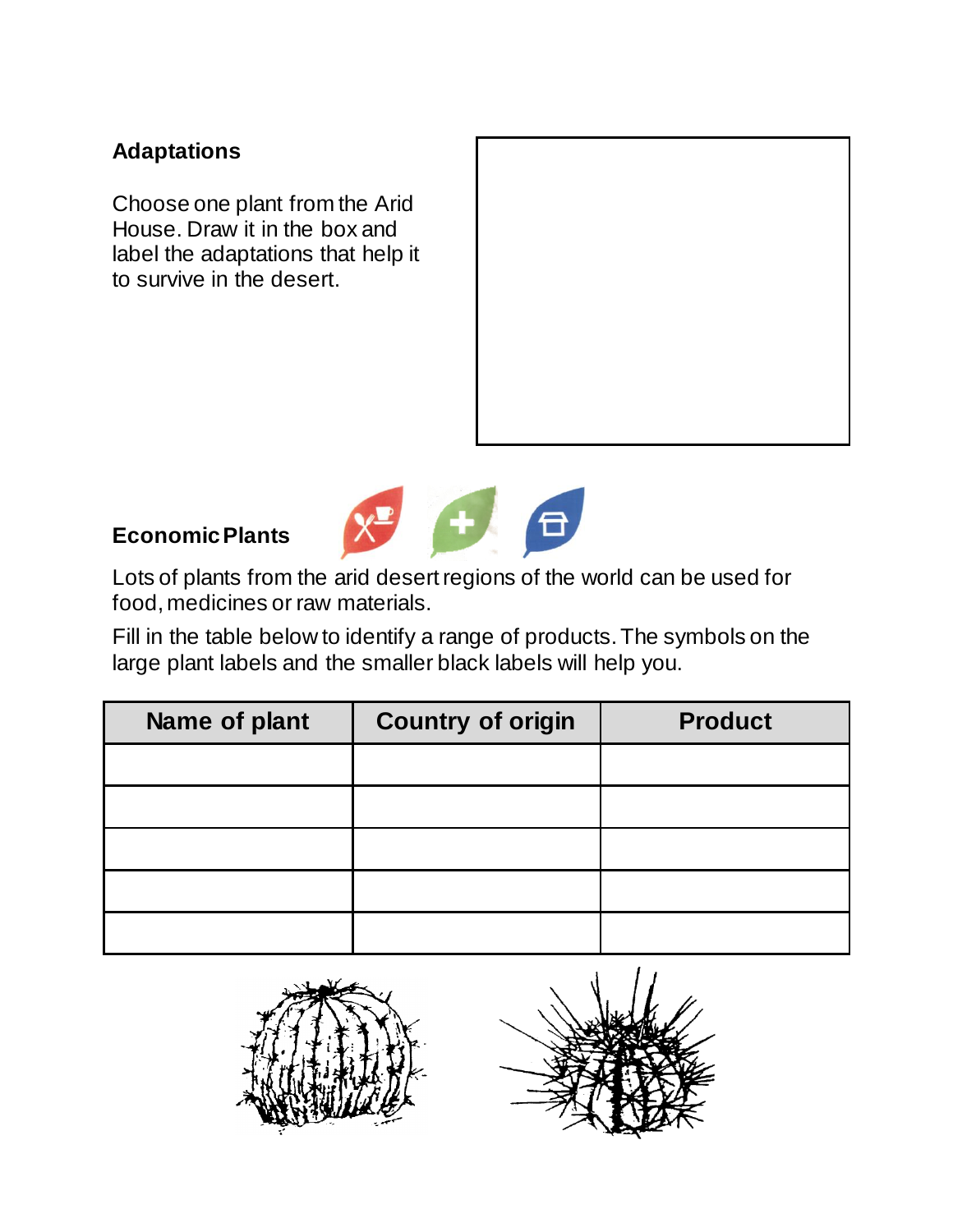## Adaptations

Choose one plant from the Arid House. Draw it in the box and label the adaptations that help it to survive in the desert.

## Economic Plants

Lots of plants from the arid desert regions of the world can be used for food, medicines or raw materials.

Fill in the table below to identify a range of products. The symbols on the large plant labels and the smaller black labels will help you.

| Name of plant | Country of origin | Product |
| --- | --- | --- |
| | | |
| | | |
| | | |
| | | |
| | | |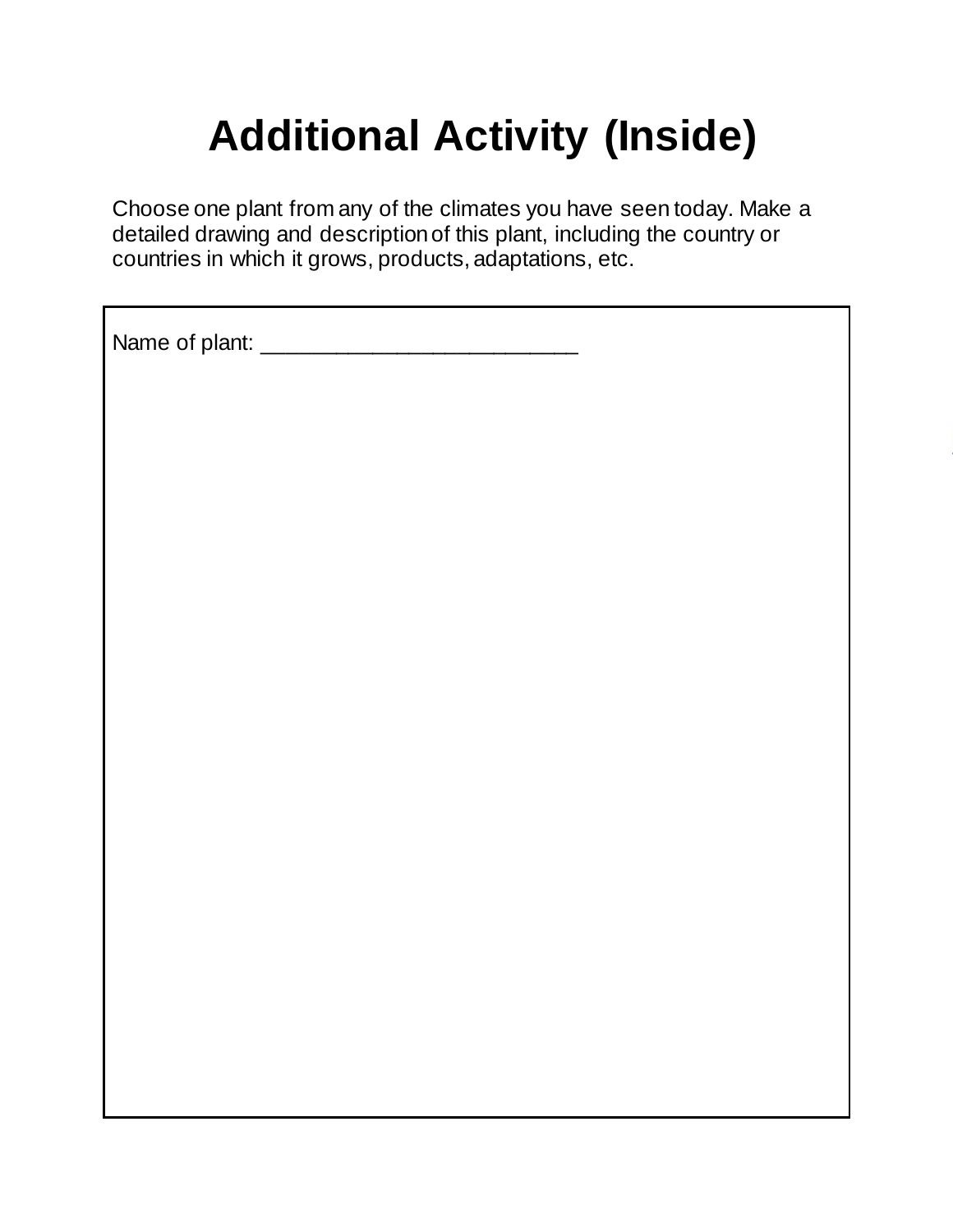# Additional Activity (Inside)

Choose one plant from any of the climates you have seen today. Make a detailed drawing and description of this plant, including the country or countries in which it grows, products, adaptations, etc.

Name of plant: ___________________________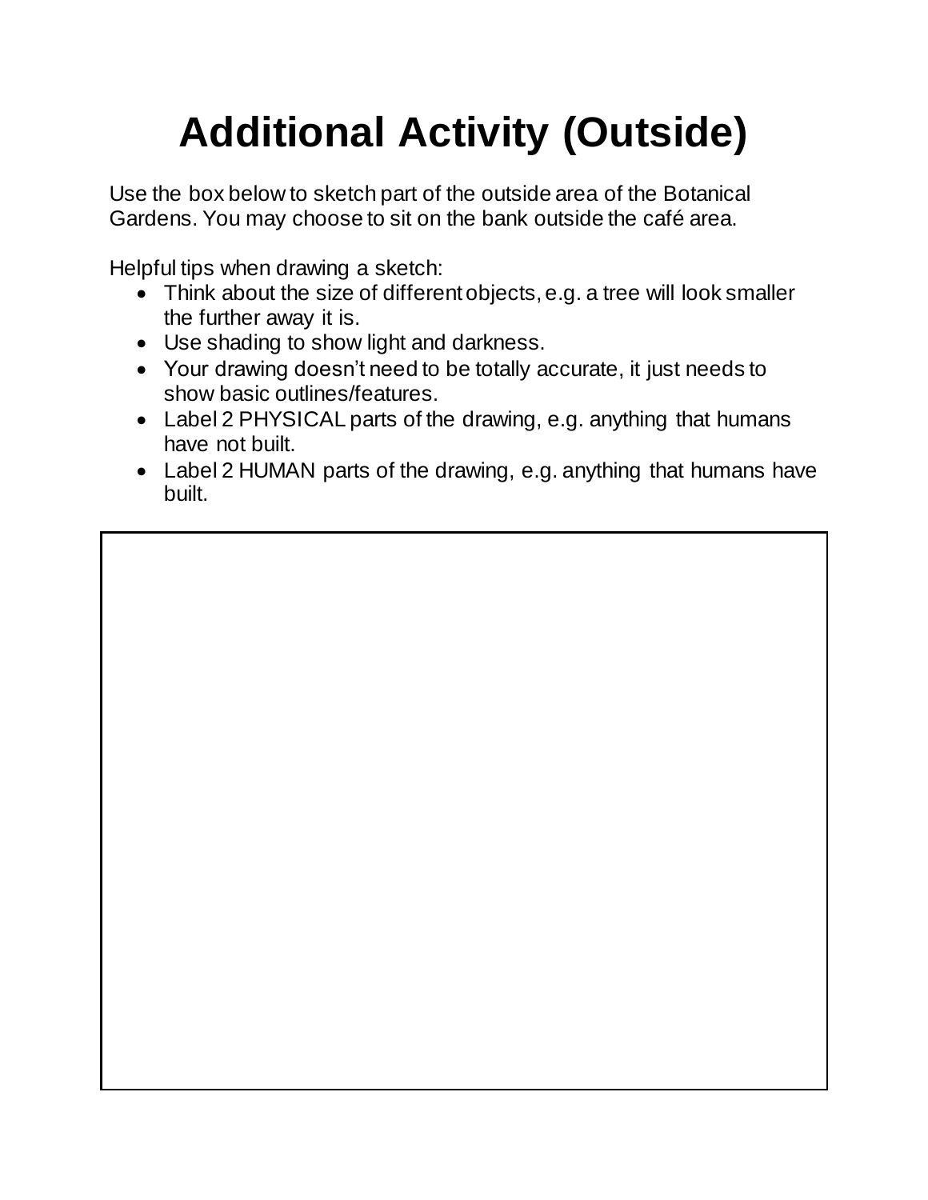# Additional Activity (Outside)

Use the box below to sketch part of the outside area of the Botanical Gardens. You may choose to sit on the bank outside the café area.

Helpful tips when drawing a sketch:

- Think about the size of different objects, e.g. a tree will look smaller the further away it is.
- Use shading to show light and darkness.
- Your drawing doesn't need to be totally accurate, it just needs to show basic outlines/features.
- Label 2 PHYSICAL parts of the drawing, e.g. anything that humans have not built.
- Label 2 HUMAN parts of the drawing, e.g. anything that humans have built.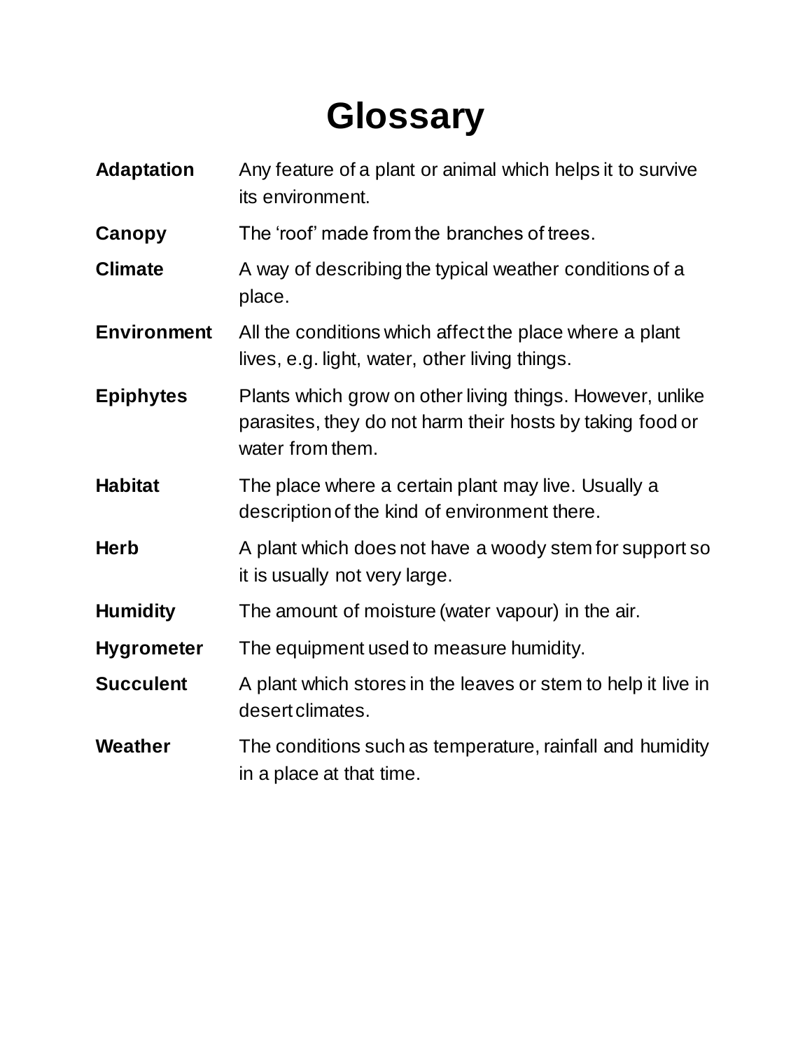# Glossary

**Adaptation** Any feature of a plant or animal which helps it to survive its environment.

**Canopy** The 'roof' made from the branches of trees.

**Climate** A way of describing the typical weather conditions of a place.

**Environment** All the conditions which affect the place where a plant lives, e.g. light, water, other living things.

**Epiphytes** Plants which grow on other living things. However, unlike parasites, they do not harm their hosts by taking food or water from them.

**Habitat** The place where a certain plant may live. Usually a description of the kind of environment there.

**Herb** A plant which does not have a woody stem for support so it is usually not very large.

**Humidity** The amount of moisture (water vapour) in the air.

**Hygrometer** The equipment used to measure humidity.

**Succulent** A plant which stores in the leaves or stem to help it live in desert climates.

**Weather** The conditions such as temperature, rainfall and humidity in a place at that time.